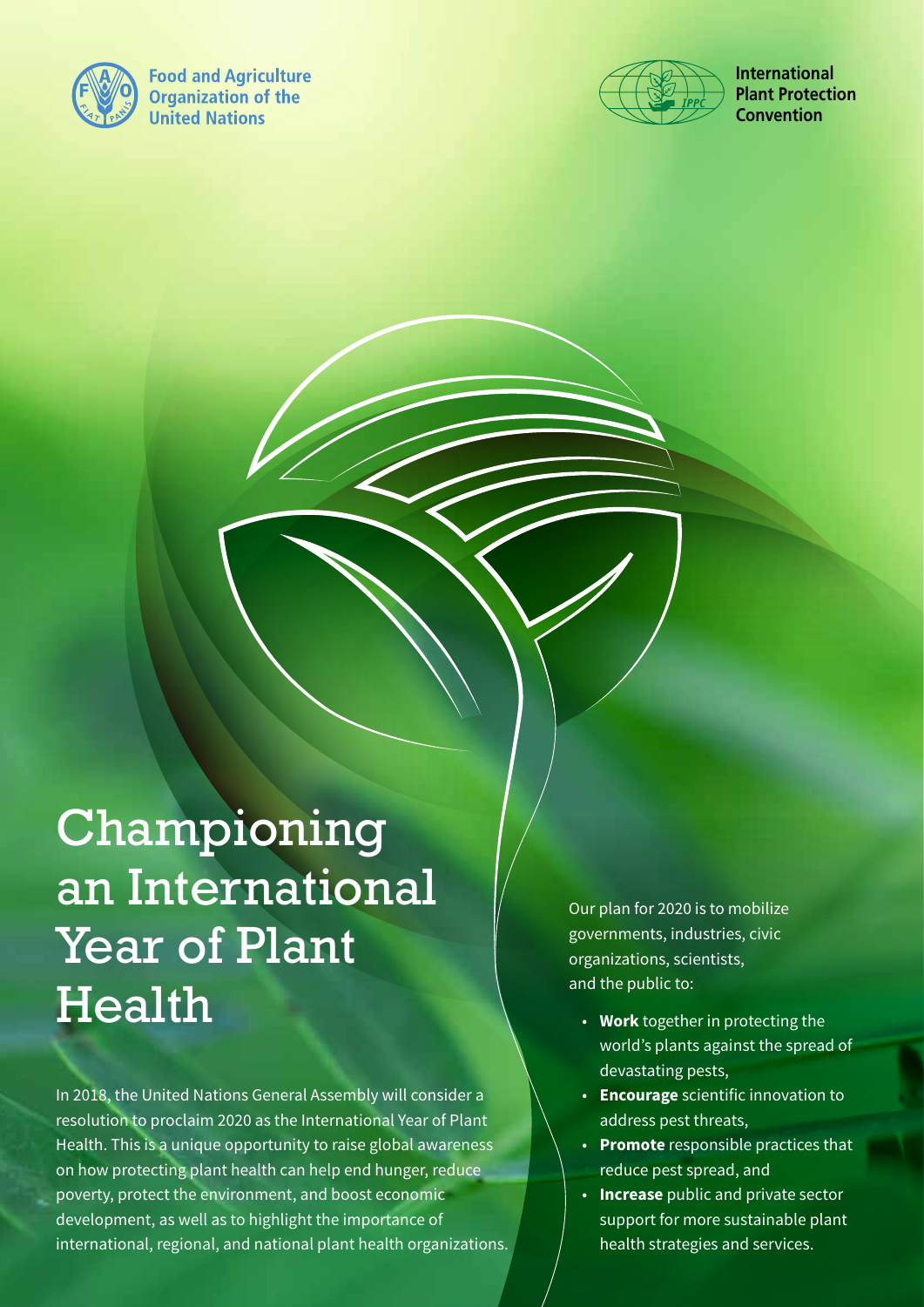Food and Agriculture Organization of the United Nations

International Plant Protection Convention

# Championing an International Year of Plant Health

In 2018, the United Nations General Assembly will consider a resolution to proclaim 2020 as the International Year of Plant Health. This is a unique opportunity to raise global awareness on how protecting plant health can help end hunger, reduce poverty, protect the environment, and boost economic development, as well as to highlight the importance of international, regional, and national plant health organizations.

Our plan for 2020 is to mobilize governments, industries, civic organizations, scientists, and the public to:

- **Work** together in protecting the world's plants against the spread of devastating pests,
- **Encourage** scientific innovation to address pest threats,
- **Promote** responsible practices that reduce pest spread, and
- **Increase** public and private sector support for more sustainable plant health strategies and services.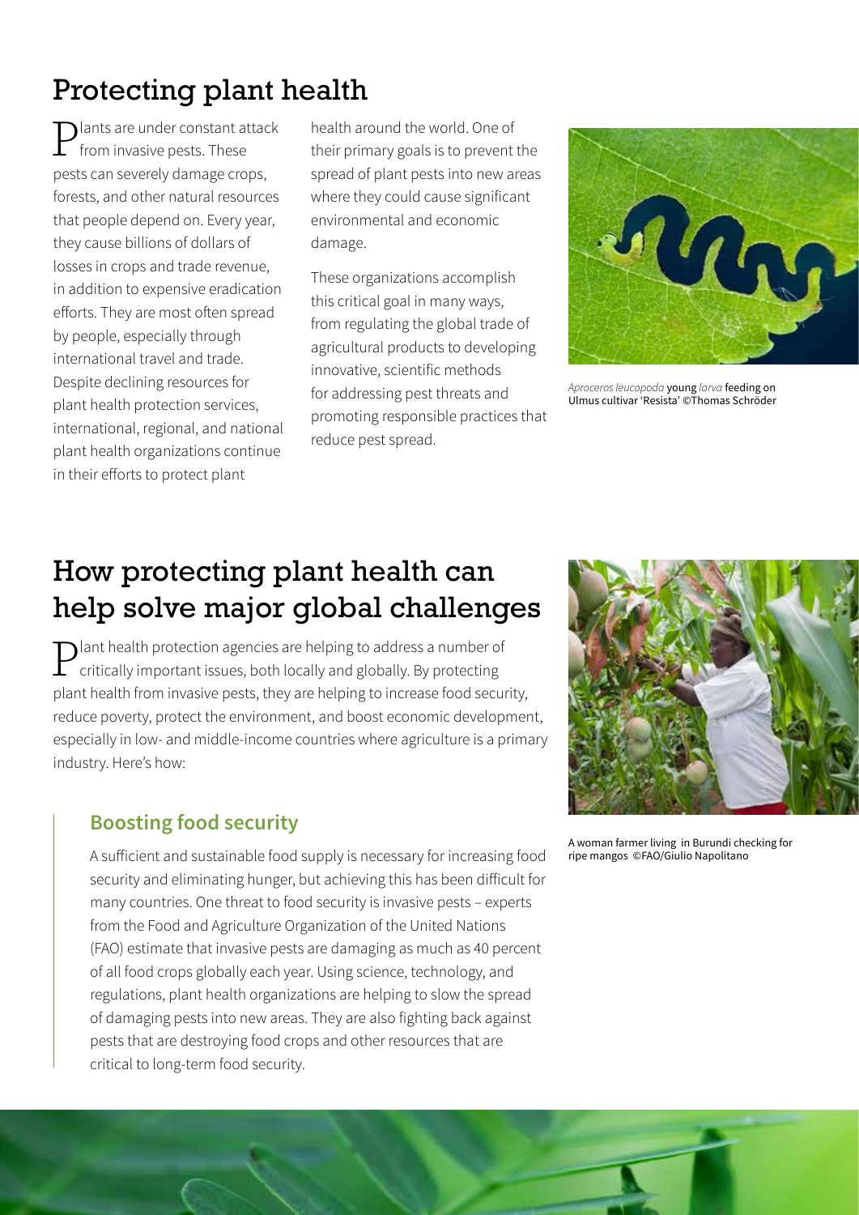# Protecting plant health

Plants are under constant attack from invasive pests. These pests can severely damage crops, forests, and other natural resources that people depend on. Every year, they cause billions of dollars of losses in crops and trade revenue, in addition to expensive eradication efforts. They are most often spread by people, especially through international travel and trade. Despite declining resources for plant health protection services, international, regional, and national plant health organizations continue in their efforts to protect plant health around the world. One of their primary goals is to prevent the spread of plant pests into new areas where they could cause significant environmental and economic damage.

These organizations accomplish this critical goal in many ways, from regulating the global trade of agricultural products to developing innovative, scientific methods for addressing pest threats and promoting responsible practices that reduce pest spread.

*Aproceros leucopoda* young *larva* feeding on Ulmus cultivar 'Resista' ©Thomas Schröder

# How protecting plant health can help solve major global challenges

Plant health protection agencies are helping to address a number of critically important issues, both locally and globally. By protecting plant health from invasive pests, they are helping to increase food security, reduce poverty, protect the environment, and boost economic development, especially in low- and middle-income countries where agriculture is a primary industry. Here's how:

## Boosting food security

A sufficient and sustainable food supply is necessary for increasing food security and eliminating hunger, but achieving this has been difficult for many countries. One threat to food security is invasive pests – experts from the Food and Agriculture Organization of the United Nations (FAO) estimate that invasive pests are damaging as much as 40 percent of all food crops globally each year. Using science, technology, and regulations, plant health organizations are helping to slow the spread of damaging pests into new areas. They are also fighting back against pests that are destroying food crops and other resources that are critical to long-term food security.

A woman farmer living in Burundi checking for ripe mangos ©FAO/Giulio Napolitano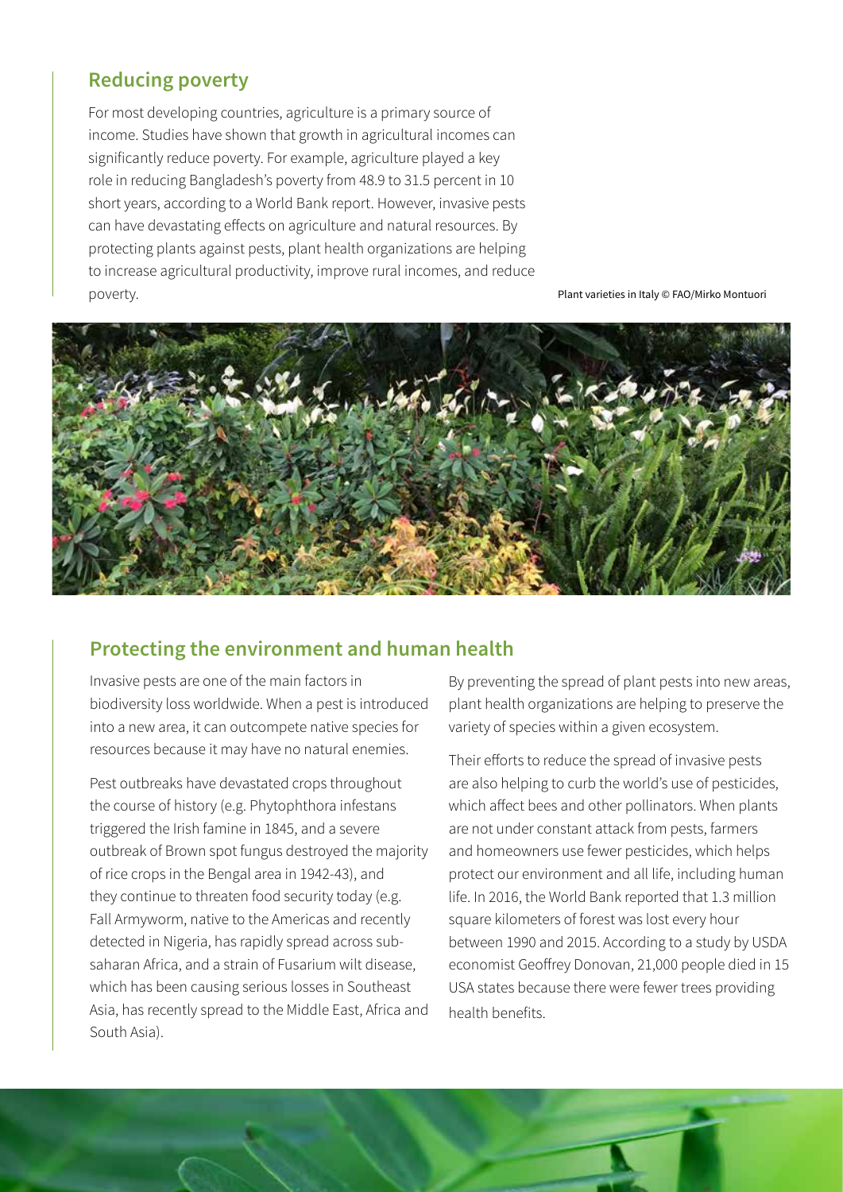## Reducing poverty

For most developing countries, agriculture is a primary source of income. Studies have shown that growth in agricultural incomes can significantly reduce poverty. For example, agriculture played a key role in reducing Bangladesh's poverty from 48.9 to 31.5 percent in 10 short years, according to a World Bank report. However, invasive pests can have devastating effects on agriculture and natural resources. By protecting plants against pests, plant health organizations are helping to increase agricultural productivity, improve rural incomes, and reduce poverty.

Plant varieties in Italy © FAO/Mirko Montuori

## Protecting the environment and human health

Invasive pests are one of the main factors in biodiversity loss worldwide. When a pest is introduced into a new area, it can outcompete native species for resources because it may have no natural enemies.

Pest outbreaks have devastated crops throughout the course of history (e.g. Phytophthora infestans triggered the Irish famine in 1845, and a severe outbreak of Brown spot fungus destroyed the majority of rice crops in the Bengal area in 1942-43), and they continue to threaten food security today (e.g. Fall Armyworm, native to the Americas and recently detected in Nigeria, has rapidly spread across sub-saharan Africa, and a strain of Fusarium wilt disease, which has been causing serious losses in Southeast Asia, has recently spread to the Middle East, Africa and South Asia).

By preventing the spread of plant pests into new areas, plant health organizations are helping to preserve the variety of species within a given ecosystem.

Their efforts to reduce the spread of invasive pests are also helping to curb the world's use of pesticides, which affect bees and other pollinators. When plants are not under constant attack from pests, farmers and homeowners use fewer pesticides, which helps protect our environment and all life, including human life. In 2016, the World Bank reported that 1.3 million square kilometers of forest was lost every hour between 1990 and 2015. According to a study by USDA economist Geoffrey Donovan, 21,000 people died in 15 USA states because there were fewer trees providing health benefits.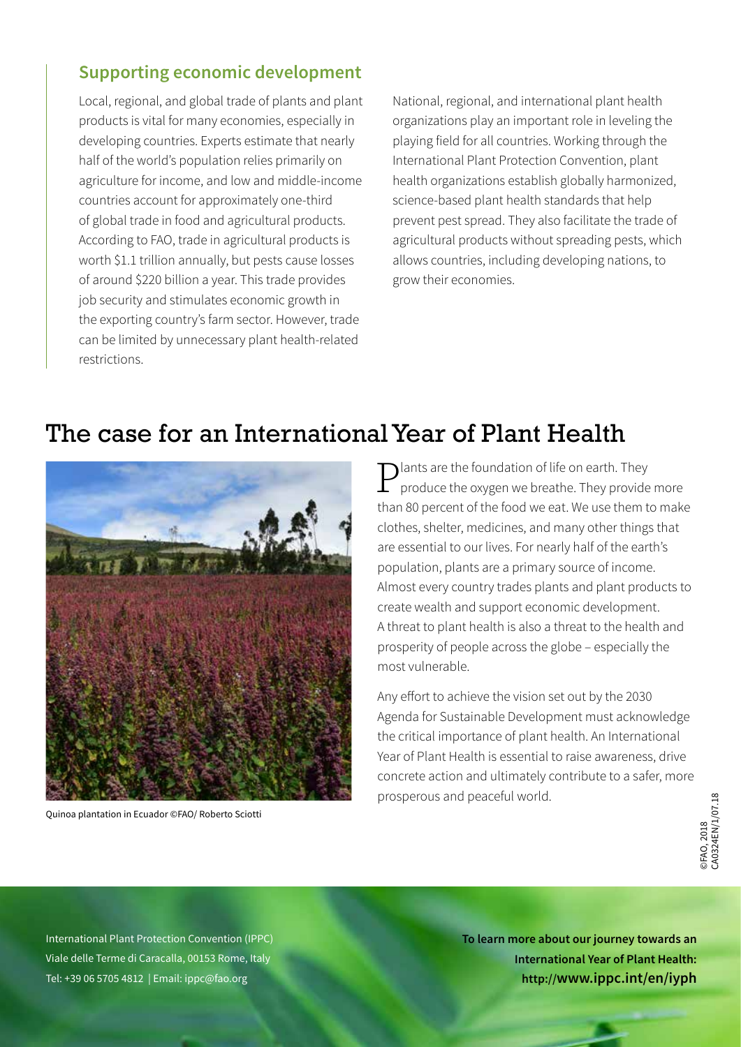## Supporting economic development

Local, regional, and global trade of plants and plant products is vital for many economies, especially in developing countries. Experts estimate that nearly half of the world's population relies primarily on agriculture for income, and low and middle-income countries account for approximately one-third of global trade in food and agricultural products. According to FAO, trade in agricultural products is worth $1.1 trillion annually, but pests cause losses of around $220 billion a year. This trade provides job security and stimulates economic growth in the exporting country's farm sector. However, trade can be limited by unnecessary plant health-related restrictions.

National, regional, and international plant health organizations play an important role in leveling the playing field for all countries. Working through the International Plant Protection Convention, plant health organizations establish globally harmonized, science-based plant health standards that help prevent pest spread. They also facilitate the trade of agricultural products without spreading pests, which allows countries, including developing nations, to grow their economies.

# The case for an International Year of Plant Health

Quinoa plantation in Ecuador ©FAO/ Roberto Sciotti

Plants are the foundation of life on earth. They produce the oxygen we breathe. They provide more than 80 percent of the food we eat. We use them to make clothes, shelter, medicines, and many other things that are essential to our lives. For nearly half of the earth's population, plants are a primary source of income. Almost every country trades plants and plant products to create wealth and support economic development. A threat to plant health is also a threat to the health and prosperity of people across the globe – especially the most vulnerable.

Any effort to achieve the vision set out by the 2030 Agenda for Sustainable Development must acknowledge the critical importance of plant health. An International Year of Plant Health is essential to raise awareness, drive concrete action and ultimately contribute to a safer, more prosperous and peaceful world.

©FAO, 2018
CA0324EN/1/07.18

International Plant Protection Convention (IPPC)
Viale delle Terme di Caracalla, 00153 Rome, Italy
Tel: +39 06 5705 4812 | Email: ippc@fao.org

**To learn more about our journey towards an International Year of Plant Health: http://www.ippc.int/en/iyph**